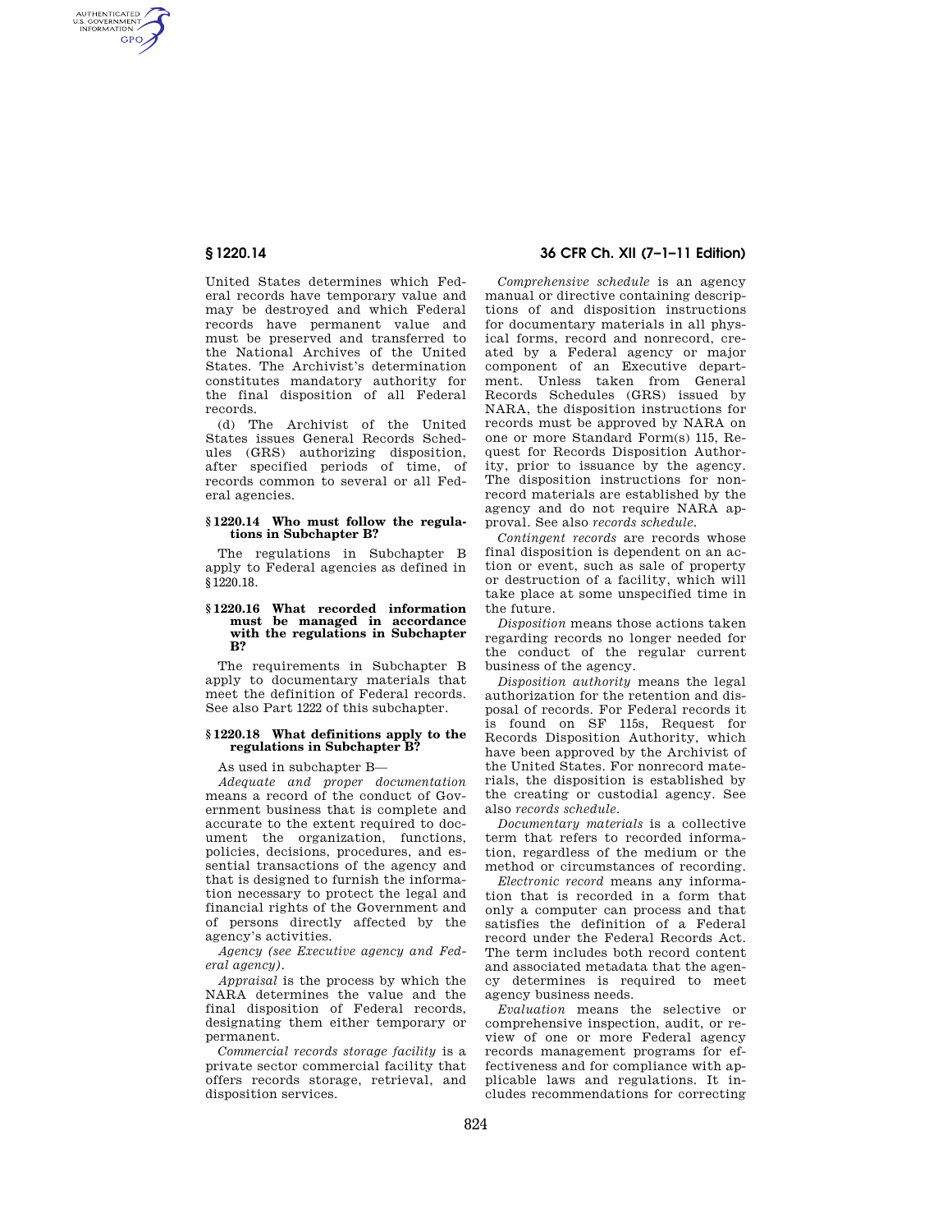United States determines which Federal records have temporary value and may be destroyed and which Federal records have permanent value and must be preserved and transferred to the National Archives of the United States. The Archivist's determination constitutes mandatory authority for the final disposition of all Federal records.

(d) The Archivist of the United States issues General Records Schedules (GRS) authorizing disposition, after specified periods of time, of records common to several or all Federal agencies.

### § 1220.14 Who must follow the regulations in Subchapter B?

The regulations in Subchapter B apply to Federal agencies as defined in § 1220.18.

### § 1220.16 What recorded information must be managed in accordance with the regulations in Subchapter B?

The requirements in Subchapter B apply to documentary materials that meet the definition of Federal records. See also Part 1222 of this subchapter.

### § 1220.18 What definitions apply to the regulations in Subchapter B?

As used in subchapter B—

*Adequate and proper documentation* means a record of the conduct of Government business that is complete and accurate to the extent required to document the organization, functions, policies, decisions, procedures, and essential transactions of the agency and that is designed to furnish the information necessary to protect the legal and financial rights of the Government and of persons directly affected by the agency's activities.

*Agency (see Executive agency and Federal agency).*

*Appraisal* is the process by which the NARA determines the value and the final disposition of Federal records, designating them either temporary or permanent.

*Commercial records storage facility* is a private sector commercial facility that offers records storage, retrieval, and disposition services.

*Comprehensive schedule* is an agency manual or directive containing descriptions of and disposition instructions for documentary materials in all physical forms, record and nonrecord, created by a Federal agency or major component of an Executive department. Unless taken from General Records Schedules (GRS) issued by NARA, the disposition instructions for records must be approved by NARA on one or more Standard Form(s) 115, Request for Records Disposition Authority, prior to issuance by the agency. The disposition instructions for nonrecord materials are established by the agency and do not require NARA approval. See also *records schedule*.

*Contingent records* are records whose final disposition is dependent on an action or event, such as sale of property or destruction of a facility, which will take place at some unspecified time in the future.

*Disposition* means those actions taken regarding records no longer needed for the conduct of the regular current business of the agency.

*Disposition authority* means the legal authorization for the retention and disposal of records. For Federal records it is found on SF 115s, Request for Records Disposition Authority, which have been approved by the Archivist of the United States. For nonrecord materials, the disposition is established by the creating or custodial agency. See also *records schedule*.

*Documentary materials* is a collective term that refers to recorded information, regardless of the medium or the method or circumstances of recording.

*Electronic record* means any information that is recorded in a form that only a computer can process and that satisfies the definition of a Federal record under the Federal Records Act. The term includes both record content and associated metadata that the agency determines is required to meet agency business needs.

*Evaluation* means the selective or comprehensive inspection, audit, or review of one or more Federal agency records management programs for effectiveness and for compliance with applicable laws and regulations. It includes recommendations for correcting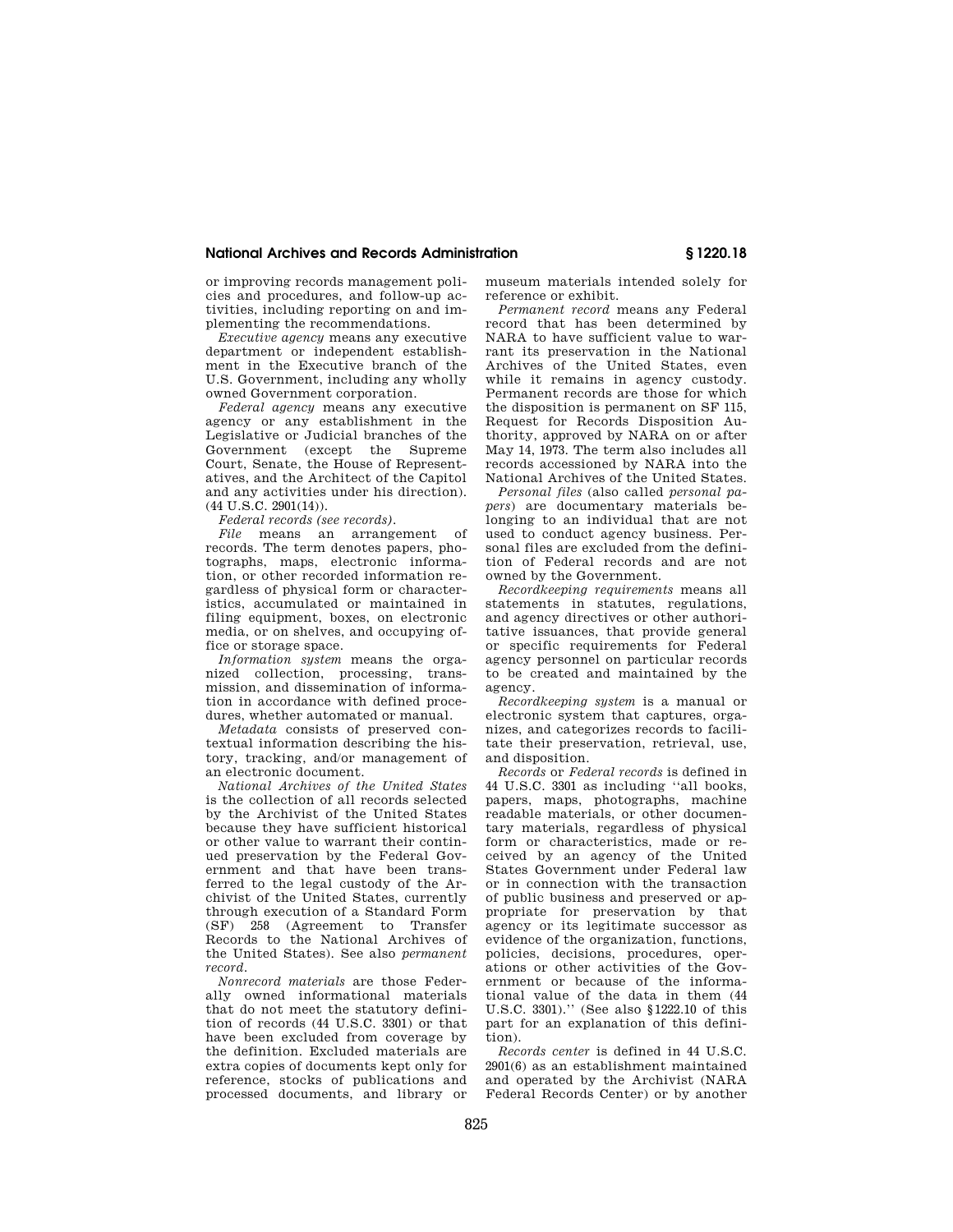or improving records management policies and procedures, and follow-up activities, including reporting on and implementing the recommendations.

*Executive agency* means any executive department or independent establishment in the Executive branch of the U.S. Government, including any wholly owned Government corporation.

*Federal agency* means any executive agency or any establishment in the Legislative or Judicial branches of the Government (except the Supreme Court, Senate, the House of Representatives, and the Architect of the Capitol and any activities under his direction). (44 U.S.C. 2901(14)).

*Federal records (see records).*

*File* means an arrangement of records. The term denotes papers, photographs, maps, electronic information, or other recorded information regardless of physical form or characteristics, accumulated or maintained in filing equipment, boxes, on electronic media, or on shelves, and occupying office or storage space.

*Information system* means the organized collection, processing, transmission, and dissemination of information in accordance with defined procedures, whether automated or manual.

*Metadata* consists of preserved contextual information describing the history, tracking, and/or management of an electronic document.

*National Archives of the United States* is the collection of all records selected by the Archivist of the United States because they have sufficient historical or other value to warrant their continued preservation by the Federal Government and that have been transferred to the legal custody of the Archivist of the United States, currently through execution of a Standard Form (SF) 258 (Agreement to Transfer Records to the National Archives of the United States). See also *permanent record*.

*Nonrecord materials* are those Federally owned informational materials that do not meet the statutory definition of records (44 U.S.C. 3301) or that have been excluded from coverage by the definition. Excluded materials are extra copies of documents kept only for reference, stocks of publications and processed documents, and library or museum materials intended solely for reference or exhibit.

*Permanent record* means any Federal record that has been determined by NARA to have sufficient value to warrant its preservation in the National Archives of the United States, even while it remains in agency custody. Permanent records are those for which the disposition is permanent on SF 115, Request for Records Disposition Authority, approved by NARA on or after May 14, 1973. The term also includes all records accessioned by NARA into the National Archives of the United States.

*Personal files* (also called *personal papers*) are documentary materials belonging to an individual that are not used to conduct agency business. Personal files are excluded from the definition of Federal records and are not owned by the Government.

*Recordkeeping requirements* means all statements in statutes, regulations, and agency directives or other authoritative issuances, that provide general or specific requirements for Federal agency personnel on particular records to be created and maintained by the agency.

*Recordkeeping system* is a manual or electronic system that captures, organizes, and categorizes records to facilitate their preservation, retrieval, use, and disposition.

*Records* or *Federal records* is defined in 44 U.S.C. 3301 as including "all books, papers, maps, photographs, machine readable materials, or other documentary materials, regardless of physical form or characteristics, made or received by an agency of the United States Government under Federal law or in connection with the transaction of public business and preserved or appropriate for preservation by that agency or its legitimate successor as evidence of the organization, functions, policies, decisions, procedures, operations or other activities of the Government or because of the informational value of the data in them (44 U.S.C. 3301)." (See also §1222.10 of this part for an explanation of this definition).

*Records center* is defined in 44 U.S.C. 2901(6) as an establishment maintained and operated by the Archivist (NARA Federal Records Center) or by another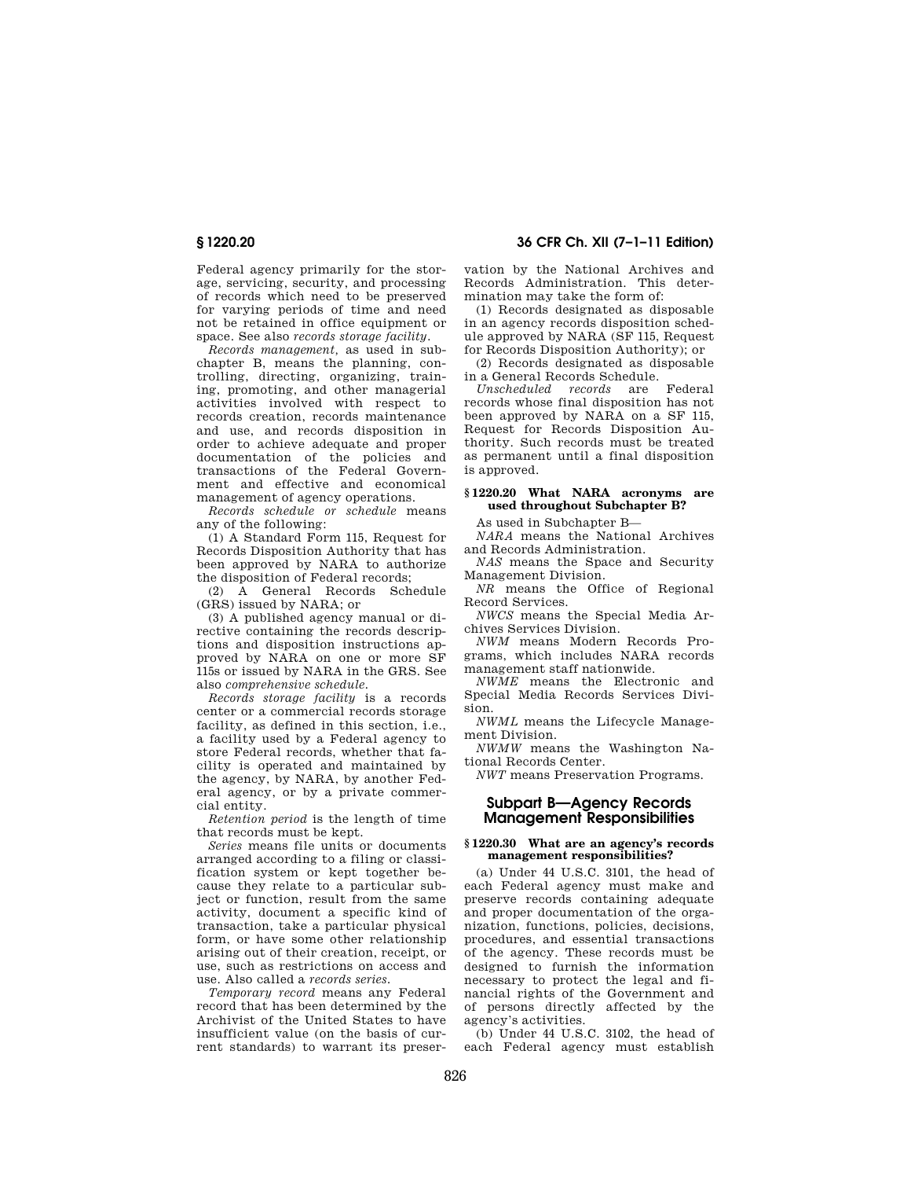Federal agency primarily for the storage, servicing, security, and processing of records which need to be preserved for varying periods of time and need not be retained in office equipment or space. See also *records storage facility*.

*Records management,* as used in subchapter B, means the planning, controlling, directing, organizing, training, promoting, and other managerial activities involved with respect to records creation, records maintenance and use, and records disposition in order to achieve adequate and proper documentation of the policies and transactions of the Federal Government and effective and economical management of agency operations.

*Records schedule or schedule* means any of the following:

(1) A Standard Form 115, Request for Records Disposition Authority that has been approved by NARA to authorize the disposition of Federal records;

(2) A General Records Schedule (GRS) issued by NARA; or

(3) A published agency manual or directive containing the records descriptions and disposition instructions approved by NARA on one or more SF 115s or issued by NARA in the GRS. See also *comprehensive schedule*.

*Records storage facility* is a records center or a commercial records storage facility, as defined in this section, i.e., a facility used by a Federal agency to store Federal records, whether that facility is operated and maintained by the agency, by NARA, by another Federal agency, or by a private commercial entity.

*Retention period* is the length of time that records must be kept.

*Series* means file units or documents arranged according to a filing or classification system or kept together because they relate to a particular subject or function, result from the same activity, document a specific kind of transaction, take a particular physical form, or have some other relationship arising out of their creation, receipt, or use, such as restrictions on access and use. Also called a *records series*.

*Temporary record* means any Federal record that has been determined by the Archivist of the United States to have insufficient value (on the basis of current standards) to warrant its preservation by the National Archives and Records Administration. This determination may take the form of:

(1) Records designated as disposable in an agency records disposition schedule approved by NARA (SF 115, Request for Records Disposition Authority); or

(2) Records designated as disposable in a General Records Schedule.

*Unscheduled records* are Federal records whose final disposition has not been approved by NARA on a SF 115, Request for Records Disposition Authority. Such records must be treated as permanent until a final disposition is approved.

#### § 1220.20 What NARA acronyms are used throughout Subchapter B?

As used in Subchapter B—

*NARA* means the National Archives and Records Administration.

*NAS* means the Space and Security Management Division.

*NR* means the Office of Regional Record Services.

*NWCS* means the Special Media Archives Services Division.

*NWM* means Modern Records Programs, which includes NARA records management staff nationwide.

*NWME* means the Electronic and Special Media Records Services Division.

*NWML* means the Lifecycle Management Division.

*NWMW* means the Washington National Records Center.

*NWT* means Preservation Programs.

## Subpart B—Agency Records Management Responsibilities

#### § 1220.30 What are an agency's records management responsibilities?

(a) Under 44 U.S.C. 3101, the head of each Federal agency must make and preserve records containing adequate and proper documentation of the organization, functions, policies, decisions, procedures, and essential transactions of the agency. These records must be designed to furnish the information necessary to protect the legal and financial rights of the Government and of persons directly affected by the agency's activities.

(b) Under 44 U.S.C. 3102, the head of each Federal agency must establish